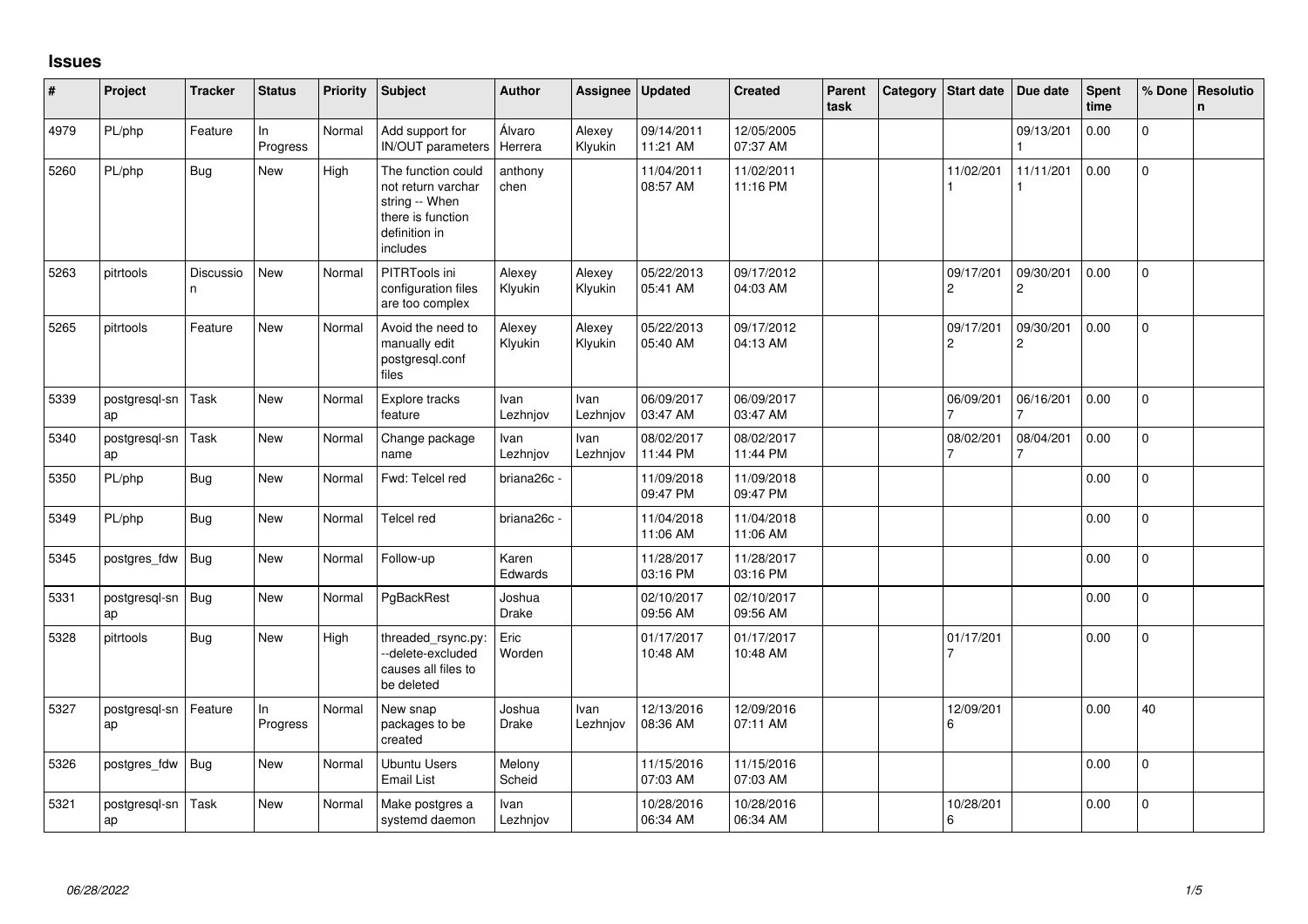# Issues

| # | Project | Tracker | Status | Priority | Subject | Author | Assignee | Updated | Created | Parent task | Category | Start date | Due date | Spent time | % Done | Resolution |
|---|---|---|---|---|---|---|---|---|---|---|---|---|---|---|---|---|
| 4979 | PL/php | Feature | In Progress | Normal | Add support for IN/OUT parameters | Álvaro Herrera | Alexey Klyukin | 09/14/2011 11:21 AM | 12/05/2005 07:37 AM | | | | 09/13/2011 | 0.00 | 0 | |
| 5260 | PL/php | Bug | New | High | The function could not return varchar string -- When there is function definition in includes | anthony chen | | 11/04/2011 08:57 AM | 11/02/2011 11:16 PM | | | 11/02/2011 | 11/11/2011 | 0.00 | 0 | |
| 5263 | pitrtools | Discussion | New | Normal | PITRTools ini configuration files are too complex | Alexey Klyukin | Alexey Klyukin | 05/22/2013 05:41 AM | 09/17/2012 04:03 AM | | | 09/17/2012 | 09/30/2012 | 0.00 | 0 | |
| 5265 | pitrtools | Feature | New | Normal | Avoid the need to manually edit postgresql.conf files | Alexey Klyukin | Alexey Klyukin | 05/22/2013 05:40 AM | 09/17/2012 04:13 AM | | | 09/17/2012 | 09/30/2012 | 0.00 | 0 | |
| 5339 | postgresql-snap | Task | New | Normal | Explore tracks feature | Ivan Lezhnjov | Ivan Lezhnjov | 06/09/2017 03:47 AM | 06/09/2017 03:47 AM | | | 06/09/2017 | 06/16/2017 | 0.00 | 0 | |
| 5340 | postgresql-snap | Task | New | Normal | Change package name | Ivan Lezhnjov | Ivan Lezhnjov | 08/02/2017 11:44 PM | 08/02/2017 11:44 PM | | | 08/02/2017 | 08/04/2017 | 0.00 | 0 | |
| 5350 | PL/php | Bug | New | Normal | Fwd: Telcel red | briana26c - | | 11/09/2018 09:47 PM | 11/09/2018 09:47 PM | | | | | 0.00 | 0 | |
| 5349 | PL/php | Bug | New | Normal | Telcel red | briana26c - | | 11/04/2018 11:06 AM | 11/04/2018 11:06 AM | | | | | 0.00 | 0 | |
| 5345 | postgres_fdw | Bug | New | Normal | Follow-up | Karen Edwards | | 11/28/2017 03:16 PM | 11/28/2017 03:16 PM | | | | | 0.00 | 0 | |
| 5331 | postgresql-snap | Bug | New | Normal | PgBackRest | Joshua Drake | | 02/10/2017 09:56 AM | 02/10/2017 09:56 AM | | | | | 0.00 | 0 | |
| 5328 | pitrtools | Bug | New | High | threaded_rsync.py: --delete-excluded causes all files to be deleted | Eric Worden | | 01/17/2017 10:48 AM | 01/17/2017 10:48 AM | | | 01/17/2017 | | 0.00 | 0 | |
| 5327 | postgresql-snap | Feature | In Progress | Normal | New snap packages to be created | Joshua Drake | Ivan Lezhnjov | 12/13/2016 08:36 AM | 12/09/2016 07:11 AM | | | 12/09/2016 | | 0.00 | 40 | |
| 5326 | postgres_fdw | Bug | New | Normal | Ubuntu Users Email List | Melony Scheid | | 11/15/2016 07:03 AM | 11/15/2016 07:03 AM | | | | | 0.00 | 0 | |
| 5321 | postgresql-snap | Task | New | Normal | Make postgres a systemd daemon | Ivan Lezhnjov | | 10/28/2016 06:34 AM | 10/28/2016 06:34 AM | | | 10/28/2016 | | 0.00 | 0 | |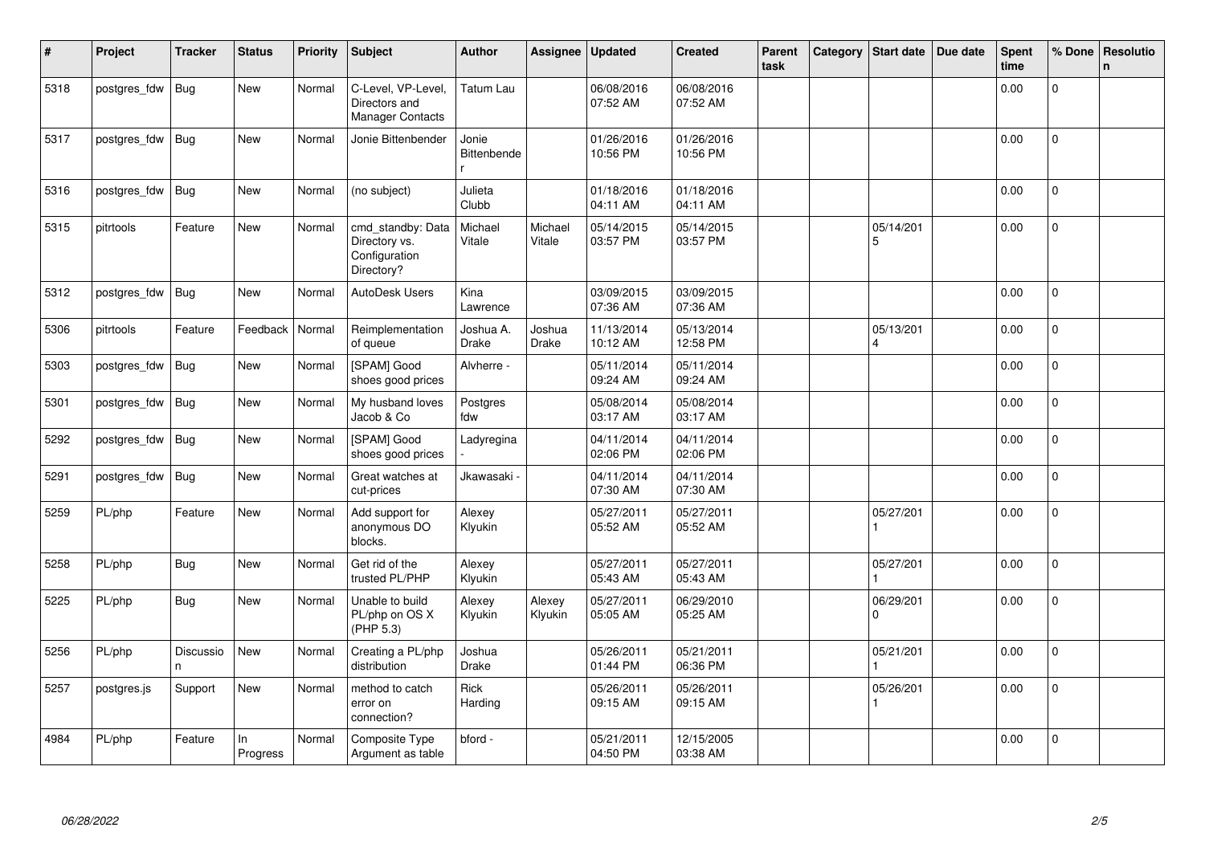| # | Project | Tracker | Status | Priority | Subject | Author | Assignee | Updated | Created | Parent task | Category | Start date | Due date | Spent time | % Done | Resolution |
|---|---|---|---|---|---|---|---|---|---|---|---|---|---|---|---|---|
| 5318 | postgres_fdw | Bug | New | Normal | C-Level, VP-Level, Directors and Manager Contacts | Tatum Lau | | 06/08/2016 07:52 AM | 06/08/2016 07:52 AM | | | | | 0.00 | 0 | |
| 5317 | postgres_fdw | Bug | New | Normal | Jonie Bittenbender | Jonie Bittenbender | | 01/26/2016 10:56 PM | 01/26/2016 10:56 PM | | | | | 0.00 | 0 | |
| 5316 | postgres_fdw | Bug | New | Normal | (no subject) | Julieta Clubb | | 01/18/2016 04:11 AM | 01/18/2016 04:11 AM | | | | | 0.00 | 0 | |
| 5315 | pitrtools | Feature | New | Normal | cmd_standby: Data Directory vs. Configuration Directory? | Michael Vitale | Michael Vitale | 05/14/2015 03:57 PM | 05/14/2015 03:57 PM | | | 05/14/2015 | | 0.00 | 0 | |
| 5312 | postgres_fdw | Bug | New | Normal | AutoDesk Users | Kina Lawrence | | 03/09/2015 07:36 AM | 03/09/2015 07:36 AM | | | | | 0.00 | 0 | |
| 5306 | pitrtools | Feature | Feedback | Normal | Reimplementation of queue | Joshua A. Drake | Joshua Drake | 11/13/2014 10:12 AM | 05/13/2014 12:58 PM | | | 05/13/2014 | | 0.00 | 0 | |
| 5303 | postgres_fdw | Bug | New | Normal | [SPAM] Good shoes good prices | Alvherre - | | 05/11/2014 09:24 AM | 05/11/2014 09:24 AM | | | | | 0.00 | 0 | |
| 5301 | postgres_fdw | Bug | New | Normal | My husband loves Jacob & Co | Postgres fdw | | 05/08/2014 03:17 AM | 05/08/2014 03:17 AM | | | | | 0.00 | 0 | |
| 5292 | postgres_fdw | Bug | New | Normal | [SPAM] Good shoes good prices | Ladyregina - | | 04/11/2014 02:06 PM | 04/11/2014 02:06 PM | | | | | 0.00 | 0 | |
| 5291 | postgres_fdw | Bug | New | Normal | Great watches at cut-prices | Jkawasaki - | | 04/11/2014 07:30 AM | 04/11/2014 07:30 AM | | | | | 0.00 | 0 | |
| 5259 | PL/php | Feature | New | Normal | Add support for anonymous DO blocks. | Alexey Klyukin | | 05/27/2011 05:52 AM | 05/27/2011 05:52 AM | | | 05/27/2011 | | 0.00 | 0 | |
| 5258 | PL/php | Bug | New | Normal | Get rid of the trusted PL/PHP | Alexey Klyukin | | 05/27/2011 05:43 AM | 05/27/2011 05:43 AM | | | 05/27/2011 | | 0.00 | 0 | |
| 5225 | PL/php | Bug | New | Normal | Unable to build PL/php on OS X (PHP 5.3) | Alexey Klyukin | Alexey Klyukin | 05/27/2011 05:05 AM | 06/29/2010 05:25 AM | | | 06/29/2010 | | 0.00 | 0 | |
| 5256 | PL/php | Discussion | New | Normal | Creating a PL/php distribution | Joshua Drake | | 05/26/2011 01:44 PM | 05/21/2011 06:36 PM | | | 05/21/2011 | | 0.00 | 0 | |
| 5257 | postgres.js | Support | New | Normal | method to catch error on connection? | Rick Harding | | 05/26/2011 09:15 AM | 05/26/2011 09:15 AM | | | 05/26/2011 | | 0.00 | 0 | |
| 4984 | PL/php | Feature | In Progress | Normal | Composite Type Argument as table | bford - | | 05/21/2011 04:50 PM | 12/15/2005 03:38 AM | | | | | 0.00 | 0 | |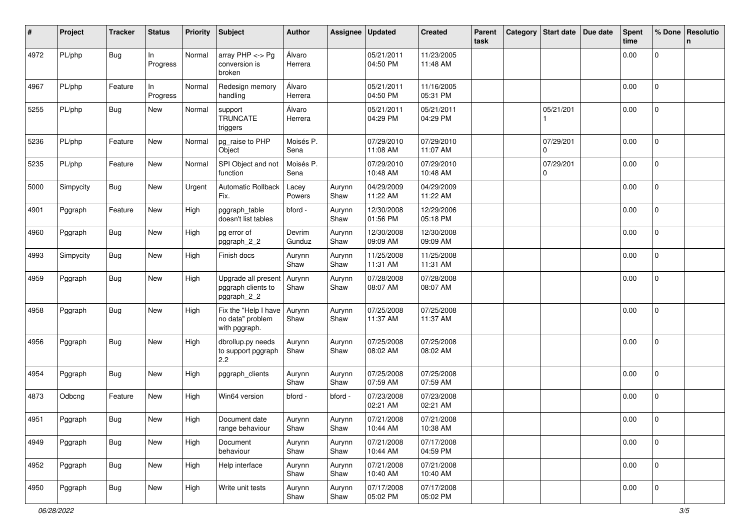| # | Project | Tracker | Status | Priority | Subject | Author | Assignee | Updated | Created | Parent task | Category | Start date | Due date | Spent time | % Done | Resolution |
|---|---|---|---|---|---|---|---|---|---|---|---|---|---|---|---|---|
| 4972 | PL/php | Bug | In Progress | Normal | array PHP <-> Pg conversion is broken | Álvaro Herrera | | 05/21/2011 04:50 PM | 11/23/2005 11:48 AM | | | | | 0.00 | 0 | |
| 4967 | PL/php | Feature | In Progress | Normal | Redesign memory handling | Álvaro Herrera | | 05/21/2011 04:50 PM | 11/16/2005 05:31 PM | | | | | 0.00 | 0 | |
| 5255 | PL/php | Bug | New | Normal | support TRUNCATE triggers | Álvaro Herrera | | 05/21/2011 04:29 PM | 05/21/2011 04:29 PM | | | 05/21/2011 | | 0.00 | 0 | |
| 5236 | PL/php | Feature | New | Normal | pg_raise to PHP Object | Moisés P. Sena | | 07/29/2010 11:08 AM | 07/29/2010 11:07 AM | | | 07/29/2010 | | 0.00 | 0 | |
| 5235 | PL/php | Feature | New | Normal | SPI Object and not function | Moisés P. Sena | | 07/29/2010 10:48 AM | 07/29/2010 10:48 AM | | | 07/29/2010 | | 0.00 | 0 | |
| 5000 | Simpycity | Bug | New | Urgent | Automatic Rollback Fix. | Lacey Powers | Aurynn Shaw | 04/29/2009 11:22 AM | 04/29/2009 11:22 AM | | | | | 0.00 | 0 | |
| 4901 | Pggraph | Feature | New | High | pggraph_table doesn't list tables | bford - | Aurynn Shaw | 12/30/2008 01:56 PM | 12/29/2006 05:18 PM | | | | | 0.00 | 0 | |
| 4960 | Pggraph | Bug | New | High | pg error of pggraph_2_2 | Devrim Gunduz | Aurynn Shaw | 12/30/2008 09:09 AM | 12/30/2008 09:09 AM | | | | | 0.00 | 0 | |
| 4993 | Simpycity | Bug | New | High | Finish docs | Aurynn Shaw | Aurynn Shaw | 11/25/2008 11:31 AM | 11/25/2008 11:31 AM | | | | | 0.00 | 0 | |
| 4959 | Pggraph | Bug | New | High | Upgrade all present pggraph clients to pggraph_2_2 | Aurynn Shaw | Aurynn Shaw | 07/28/2008 08:07 AM | 07/28/2008 08:07 AM | | | | | 0.00 | 0 | |
| 4958 | Pggraph | Bug | New | High | Fix the "Help I have no data" problem with pggraph. | Aurynn Shaw | Aurynn Shaw | 07/25/2008 11:37 AM | 07/25/2008 11:37 AM | | | | | 0.00 | 0 | |
| 4956 | Pggraph | Bug | New | High | dbrollup.py needs to support pggraph 2.2 | Aurynn Shaw | Aurynn Shaw | 07/25/2008 08:02 AM | 07/25/2008 08:02 AM | | | | | 0.00 | 0 | |
| 4954 | Pggraph | Bug | New | High | pggraph_clients | Aurynn Shaw | Aurynn Shaw | 07/25/2008 07:59 AM | 07/25/2008 07:59 AM | | | | | 0.00 | 0 | |
| 4873 | Odbcng | Feature | New | High | Win64 version | bford - | bford - | 07/23/2008 02:21 AM | 07/23/2008 02:21 AM | | | | | 0.00 | 0 | |
| 4951 | Pggraph | Bug | New | High | Document date range behaviour | Aurynn Shaw | Aurynn Shaw | 07/21/2008 10:44 AM | 07/21/2008 10:38 AM | | | | | 0.00 | 0 | |
| 4949 | Pggraph | Bug | New | High | Document behaviour | Aurynn Shaw | Aurynn Shaw | 07/21/2008 10:44 AM | 07/17/2008 04:59 PM | | | | | 0.00 | 0 | |
| 4952 | Pggraph | Bug | New | High | Help interface | Aurynn Shaw | Aurynn Shaw | 07/21/2008 10:40 AM | 07/21/2008 10:40 AM | | | | | 0.00 | 0 | |
| 4950 | Pggraph | Bug | New | High | Write unit tests | Aurynn Shaw | Aurynn Shaw | 07/17/2008 05:02 PM | 07/17/2008 05:02 PM | | | | | 0.00 | 0 | |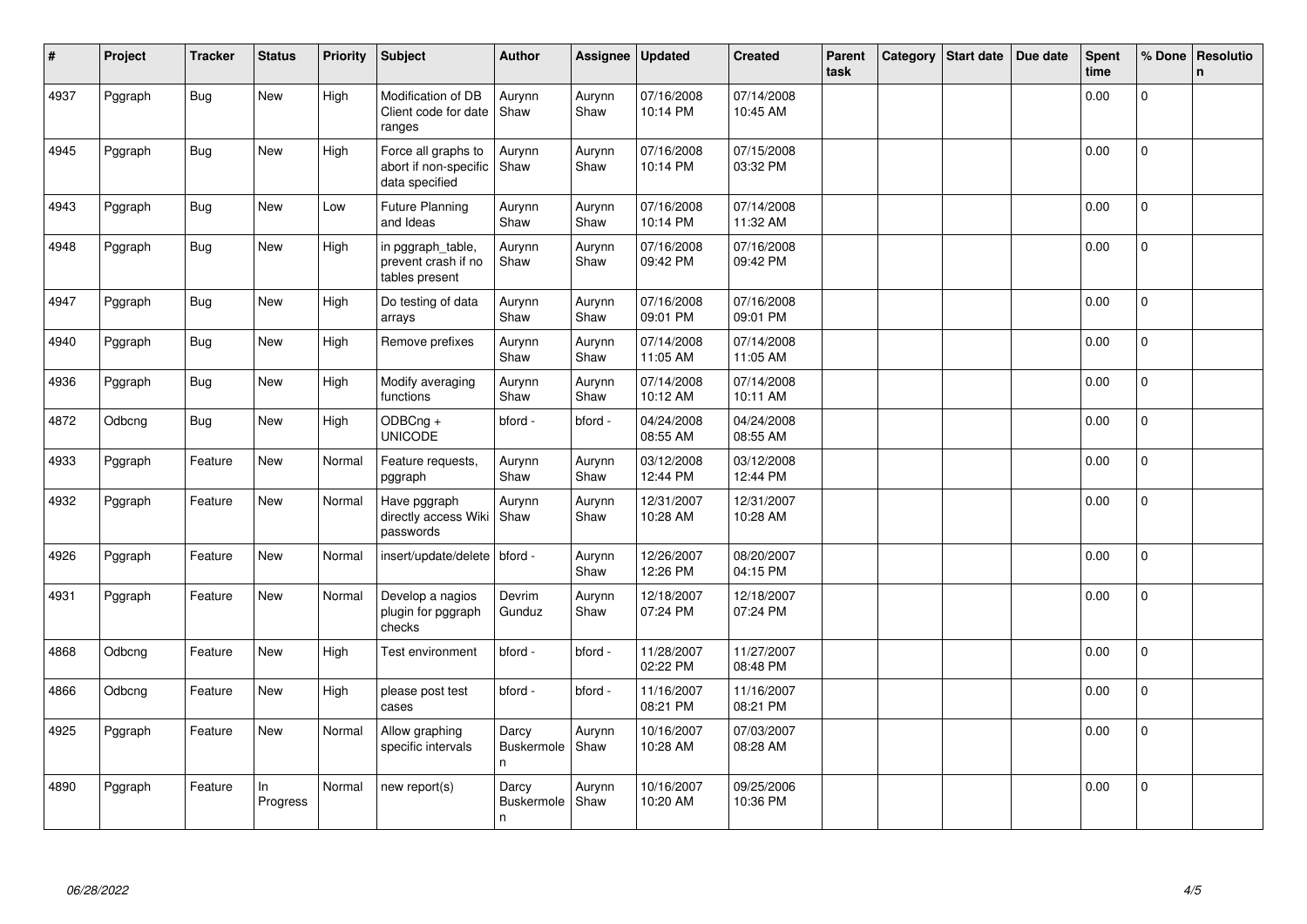| # | Project | Tracker | Status | Priority | Subject | Author | Assignee | Updated | Created | Parent task | Category | Start date | Due date | Spent time | % Done | Resolution |
|---|---|---|---|---|---|---|---|---|---|---|---|---|---|---|---|---|
| 4937 | Pggraph | Bug | New | High | Modification of DB Client code for date ranges | Aurynn Shaw | Aurynn Shaw | 07/16/2008 10:14 PM | 07/14/2008 10:45 AM | | | | | 0.00 | 0 | |
| 4945 | Pggraph | Bug | New | High | Force all graphs to abort if non-specific data specified | Aurynn Shaw | Aurynn Shaw | 07/16/2008 10:14 PM | 07/15/2008 03:32 PM | | | | | 0.00 | 0 | |
| 4943 | Pggraph | Bug | New | Low | Future Planning and Ideas | Aurynn Shaw | Aurynn Shaw | 07/16/2008 10:14 PM | 07/14/2008 11:32 AM | | | | | 0.00 | 0 | |
| 4948 | Pggraph | Bug | New | High | in pggraph_table, prevent crash if no tables present | Aurynn Shaw | Aurynn Shaw | 07/16/2008 09:42 PM | 07/16/2008 09:42 PM | | | | | 0.00 | 0 | |
| 4947 | Pggraph | Bug | New | High | Do testing of data arrays | Aurynn Shaw | Aurynn Shaw | 07/16/2008 09:01 PM | 07/16/2008 09:01 PM | | | | | 0.00 | 0 | |
| 4940 | Pggraph | Bug | New | High | Remove prefixes | Aurynn Shaw | Aurynn Shaw | 07/14/2008 11:05 AM | 07/14/2008 11:05 AM | | | | | 0.00 | 0 | |
| 4936 | Pggraph | Bug | New | High | Modify averaging functions | Aurynn Shaw | Aurynn Shaw | 07/14/2008 10:12 AM | 07/14/2008 10:11 AM | | | | | 0.00 | 0 | |
| 4872 | Odbcng | Bug | New | High | ODBCng + UNICODE | bford - | bford - | 04/24/2008 08:55 AM | 04/24/2008 08:55 AM | | | | | 0.00 | 0 | |
| 4933 | Pggraph | Feature | New | Normal | Feature requests, pggraph | Aurynn Shaw | Aurynn Shaw | 03/12/2008 12:44 PM | 03/12/2008 12:44 PM | | | | | 0.00 | 0 | |
| 4932 | Pggraph | Feature | New | Normal | Have pggraph directly access Wiki passwords | Aurynn Shaw | Aurynn Shaw | 12/31/2007 10:28 AM | 12/31/2007 10:28 AM | | | | | 0.00 | 0 | |
| 4926 | Pggraph | Feature | New | Normal | insert/update/delete | bford - | Aurynn Shaw | 12/26/2007 12:26 PM | 08/20/2007 04:15 PM | | | | | 0.00 | 0 | |
| 4931 | Pggraph | Feature | New | Normal | Develop a nagios plugin for pggraph checks | Devrim Gunduz | Aurynn Shaw | 12/18/2007 07:24 PM | 12/18/2007 07:24 PM | | | | | 0.00 | 0 | |
| 4868 | Odbcng | Feature | New | High | Test environment | bford - | bford - | 11/28/2007 02:22 PM | 11/27/2007 08:48 PM | | | | | 0.00 | 0 | |
| 4866 | Odbcng | Feature | New | High | please post test cases | bford - | bford - | 11/16/2007 08:21 PM | 11/16/2007 08:21 PM | | | | | 0.00 | 0 | |
| 4925 | Pggraph | Feature | New | Normal | Allow graphing specific intervals | Darcy Buskermolen | Aurynn Shaw | 10/16/2007 10:28 AM | 07/03/2007 08:28 AM | | | | | 0.00 | 0 | |
| 4890 | Pggraph | Feature | In Progress | Normal | new report(s) | Darcy Buskermolen | Aurynn Shaw | 10/16/2007 10:20 AM | 09/25/2006 10:36 PM | | | | | 0.00 | 0 | |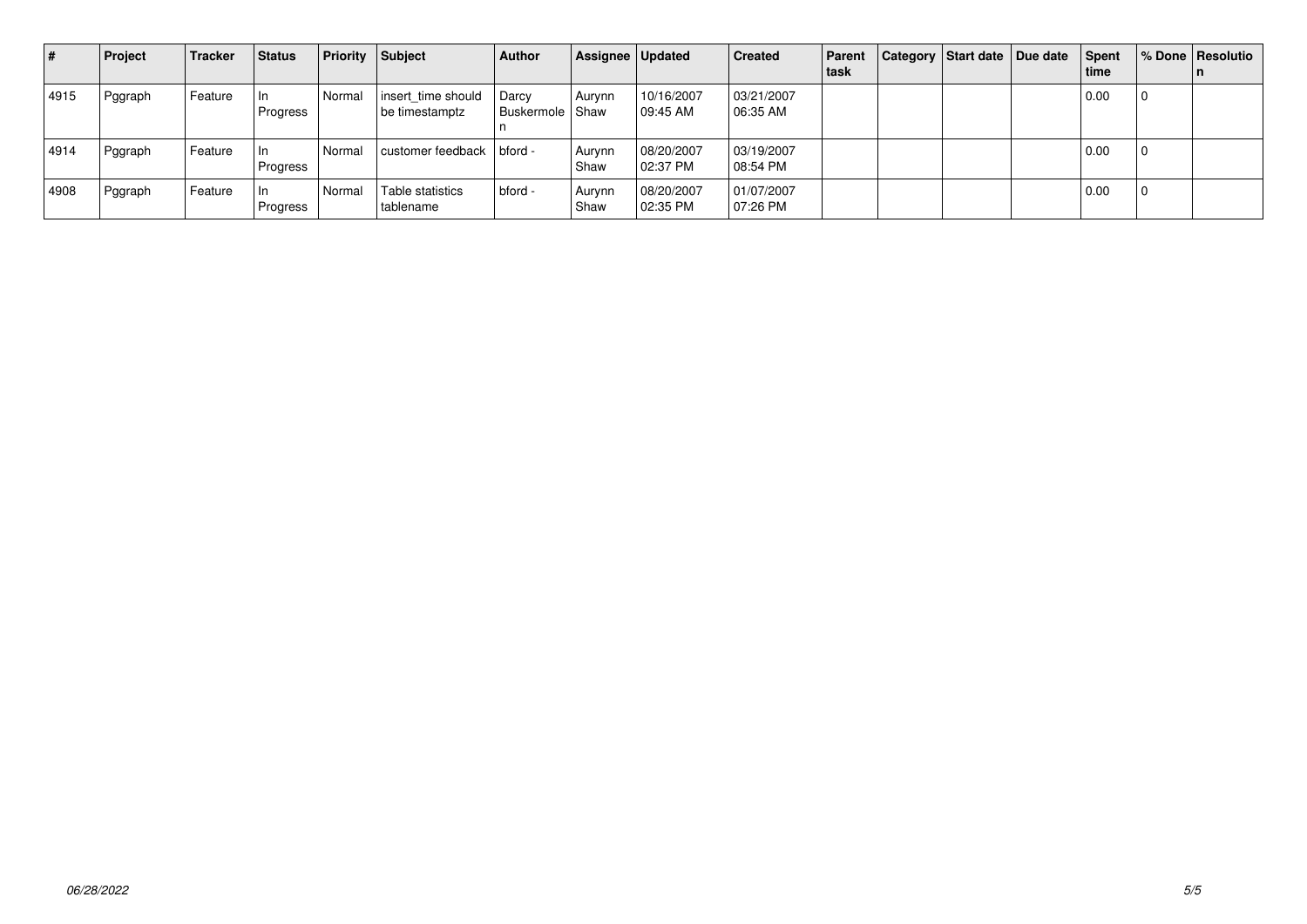| # | Project | Tracker | Status | Priority | Subject | Author | Assignee | Updated | Created | Parent task | Category | Start date | Due date | Spent time | % Done | Resolution |
|---|---|---|---|---|---|---|---|---|---|---|---|---|---|---|---|---|
| 4915 | Pggraph | Feature | In Progress | Normal | insert_time should be timestamptz | Darcy Buskermolen | Aurynn Shaw | 10/16/2007 09:45 AM | 03/21/2007 06:35 AM | | | | | 0.00 | 0 | |
| 4914 | Pggraph | Feature | In Progress | Normal | customer feedback | bford - | Aurynn Shaw | 08/20/2007 02:37 PM | 03/19/2007 08:54 PM | | | | | 0.00 | 0 | |
| 4908 | Pggraph | Feature | In Progress | Normal | Table statistics tablename | bford - | Aurynn Shaw | 08/20/2007 02:35 PM | 01/07/2007 07:26 PM | | | | | 0.00 | 0 | |